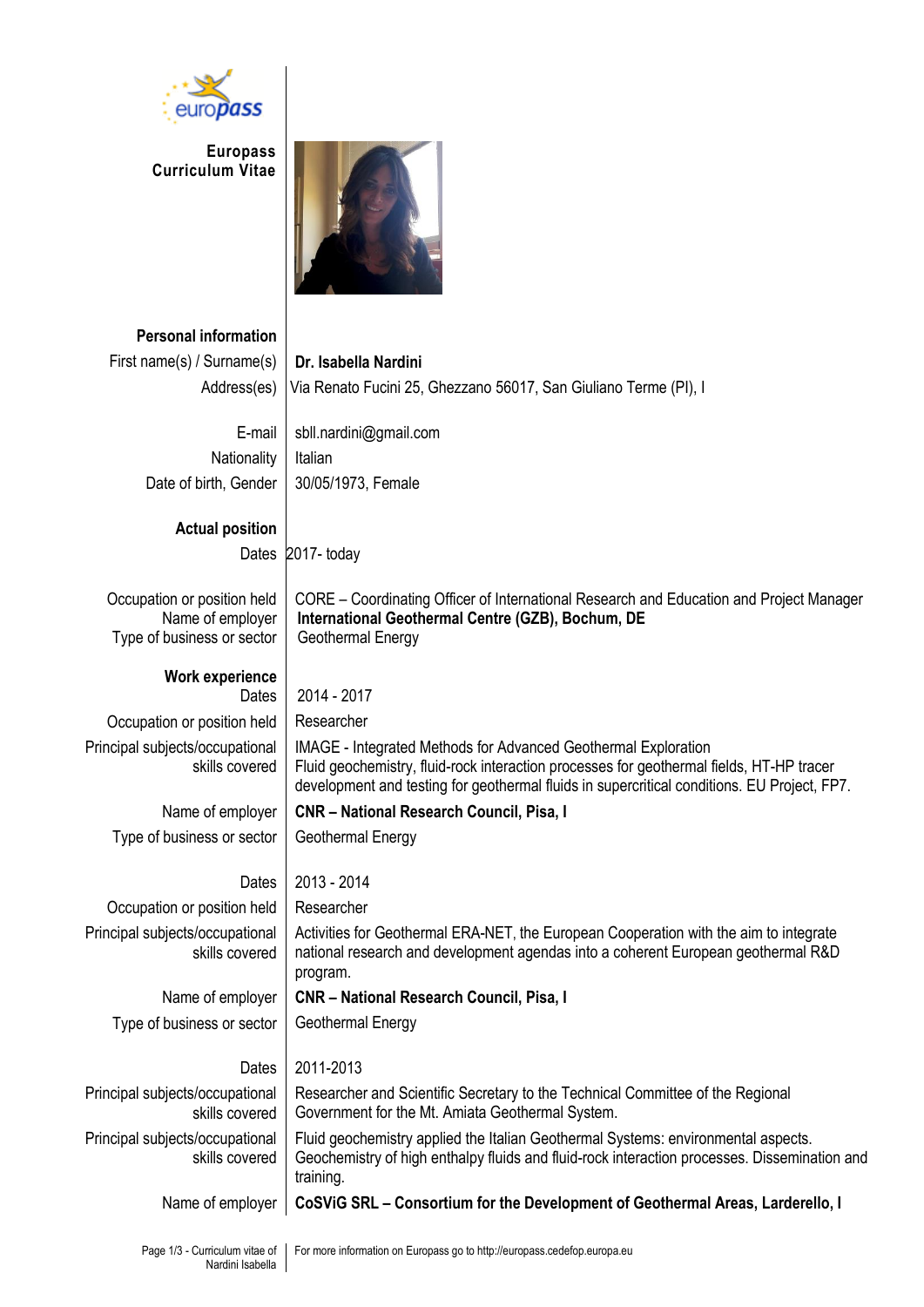# Europass Curriculum Vitae

## Personal information

| | |
|---|---|
| First name(s) / Surname(s) | **Dr. Isabella Nardini** |
| Address(es) | Via Renato Fucini 25, Ghezzano 56017, San Giuliano Terme (PI), I |
| E-mail | sbll.nardini@gmail.com |
| Nationality | Italian |
| Date of birth, Gender | 30/05/1973, Female |

## Actual position

| | |
|---|---|
| Dates | 2017- today |
| Occupation or position held | CORE – Coordinating Officer of International Research and Education and Project Manager |
| Name of employer | **International Geothermal Centre (GZB), Bochum, DE** |
| Type of business or sector | Geothermal Energy |

## Work experience

| | |
|---|---|
| Dates | 2014 - 2017 |
| Occupation or position held | Researcher |
| Principal subjects/occupational skills covered | IMAGE - Integrated Methods for Advanced Geothermal Exploration<br>Fluid geochemistry, fluid-rock interaction processes for geothermal fields, HT-HP tracer development and testing for geothermal fluids in supercritical conditions. EU Project, FP7. |
| Name of employer | **CNR – National Research Council, Pisa, I** |
| Type of business or sector | Geothermal Energy |

| | |
|---|---|
| Dates | 2013 - 2014 |
| Occupation or position held | Researcher |
| Principal subjects/occupational skills covered | Activities for Geothermal ERA-NET, the European Cooperation with the aim to integrate national research and development agendas into a coherent European geothermal R&D program. |
| Name of employer | **CNR – National Research Council, Pisa, I** |
| Type of business or sector | Geothermal Energy |

| | |
|---|---|
| Dates | 2011-2013 |
| Principal subjects/occupational skills covered | Researcher and Scientific Secretary to the Technical Committee of the Regional Government for the Mt. Amiata Geothermal System. |
| Principal subjects/occupational skills covered | Fluid geochemistry applied the Italian Geothermal Systems: environmental aspects. Geochemistry of high enthalpy fluids and fluid-rock interaction processes. Dissemination and training. |
| Name of employer | **CoSViG SRL – Consortium for the Development of Geothermal Areas, Larderello, I** |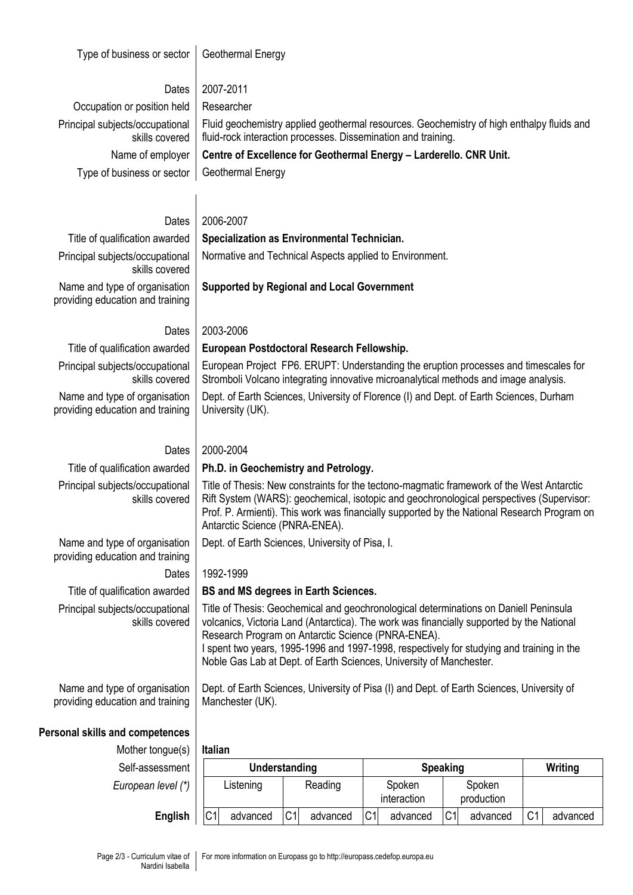| | |
|---|---|
| Type of business or sector | Geothermal Energy |
| | |
| Dates | 2007-2011 |
| Occupation or position held | Researcher |
| Principal subjects/occupational skills covered | Fluid geochemistry applied geothermal resources. Geochemistry of high enthalpy fluids and fluid-rock interaction processes. Dissemination and training. |
| Name of employer | **Centre of Excellence for Geothermal Energy – Larderello. CNR Unit.** |
| Type of business or sector | Geothermal Energy |
| | |
| Dates | 2006-2007 |
| Title of qualification awarded | **Specialization as Environmental Technician.** |
| Principal subjects/occupational skills covered | Normative and Technical Aspects applied to Environment. |
| Name and type of organisation providing education and training | **Supported by Regional and Local Government** |
| | |
| Dates | 2003-2006 |
| Title of qualification awarded | **European Postdoctoral Research Fellowship.** |
| Principal subjects/occupational skills covered | European Project FP6. ERUPT: Understanding the eruption processes and timescales for Stromboli Volcano integrating innovative microanalytical methods and image analysis. |
| Name and type of organisation providing education and training | Dept. of Earth Sciences, University of Florence (I) and Dept. of Earth Sciences, Durham University (UK). |
| | |
| Dates | 2000-2004 |
| Title of qualification awarded | **Ph.D. in Geochemistry and Petrology.** |
| Principal subjects/occupational skills covered | Title of Thesis: New constraints for the tectono-magmatic framework of the West Antarctic Rift System (WARS): geochemical, isotopic and geochronological perspectives (Supervisor: Prof. P. Armienti). This work was financially supported by the National Research Program on Antarctic Science (PNRA-ENEA). |
| Name and type of organisation providing education and training | Dept. of Earth Sciences, University of Pisa, I. |
| Dates | 1992-1999 |
| Title of qualification awarded | **BS and MS degrees in Earth Sciences.** |
| Principal subjects/occupational skills covered | Title of Thesis: Geochemical and geochronological determinations on Daniell Peninsula volcanics, Victoria Land (Antarctica). The work was financially supported by the National Research Program on Antarctic Science (PNRA-ENEA). I spent two years, 1995-1996 and 1997-1998, respectively for studying and training in the Noble Gas Lab at Dept. of Earth Sciences, University of Manchester. |
| Name and type of organisation providing education and training | Dept. of Earth Sciences, University of Pisa (I) and Dept. of Earth Sciences, University of Manchester (UK). |

## Personal skills and competences

Mother tongue(s): **Italian**

| Self-assessment | Understanding | | | | Speaking | | | | Writing | |
|---|---|---|---|---|---|---|---|---|---|---|
| *European level (\*)* | Listening | | Reading | | Spoken interaction | | Spoken production | | | |
| **English** | C1 | advanced | C1 | advanced | C1 | advanced | C1 | advanced | C1 | advanced |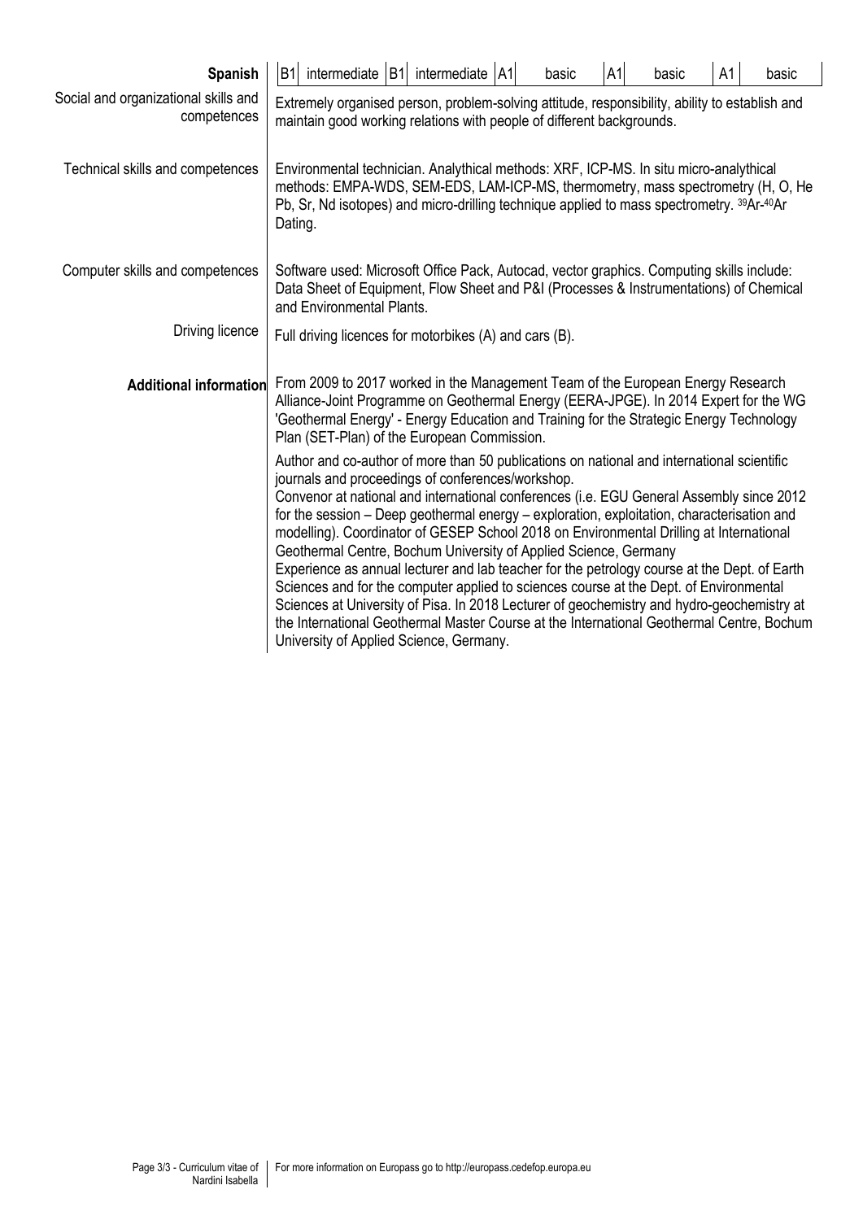| | | | | | | | | | | |
|---|---|---|---|---|---|---|---|---|---|---|
| **Spanish** | B1 | intermediate | B1 | intermediate | A1 | basic | A1 | basic | A1 | basic |

**Social and organizational skills and competences**

Extremely organised person, problem-solving attitude, responsibility, ability to establish and maintain good working relations with people of different backgrounds.

**Technical skills and competences**

Environmental technician. Analythical methods: XRF, ICP-MS. In situ micro-analythical methods: EMPA-WDS, SEM-EDS, LAM-ICP-MS, thermometry, mass spectrometry (H, O, He Pb, Sr, Nd isotopes) and micro-drilling technique applied to mass spectrometry. $^{39}Ar$-$^{40}Ar$ Dating.

**Computer skills and competences**

Software used: Microsoft Office Pack, Autocad, vector graphics. Computing skills include: Data Sheet of Equipment, Flow Sheet and P&I (Processes & Instrumentations) of Chemical and Environmental Plants.

**Driving licence**

Full driving licences for motorbikes (A) and cars (B).

**Additional information**

From 2009 to 2017 worked in the Management Team of the European Energy Research Alliance-Joint Programme on Geothermal Energy (EERA-JPGE). In 2014 Expert for the WG 'Geothermal Energy' - Energy Education and Training for the Strategic Energy Technology Plan (SET-Plan) of the European Commission.

Author and co-author of more than 50 publications on national and international scientific journals and proceedings of conferences/workshop.
Convenor at national and international conferences (i.e. EGU General Assembly since 2012 for the session – Deep geothermal energy – exploration, exploitation, characterisation and modelling). Coordinator of GESEP School 2018 on Environmental Drilling at International Geothermal Centre, Bochum University of Applied Science, Germany
Experience as annual lecturer and lab teacher for the petrology course at the Dept. of Earth Sciences and for the computer applied to sciences course at the Dept. of Environmental Sciences at University of Pisa. In 2018 Lecturer of geochemistry and hydro-geochemistry at the International Geothermal Master Course at the International Geothermal Centre, Bochum University of Applied Science, Germany.